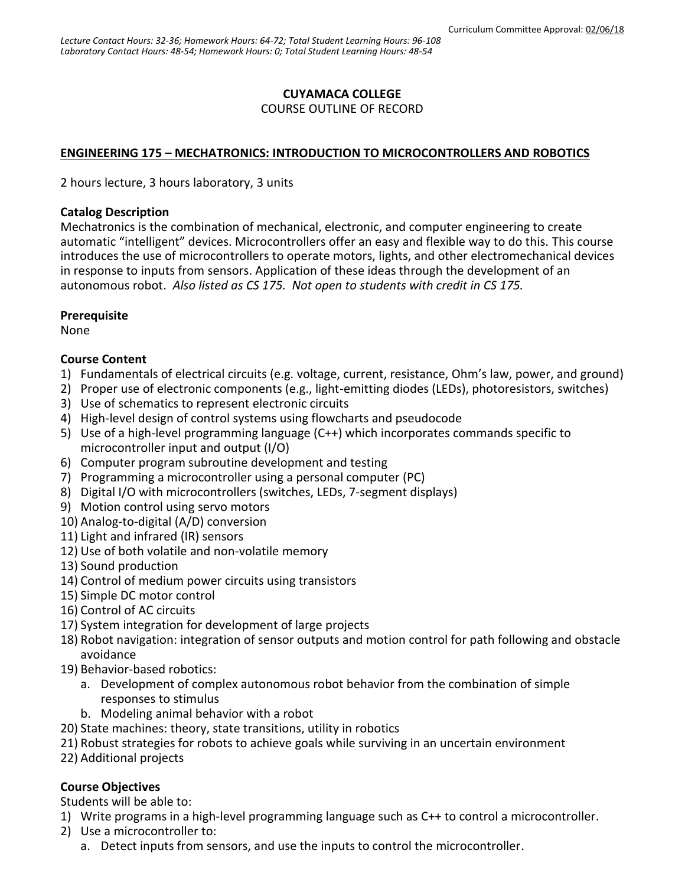Curriculum Committee Approval: 02/06/18

*Lecture Contact Hours: 32-36; Homework Hours: 64-72; Total Student Learning Hours: 96-108*
*Laboratory Contact Hours: 48-54; Homework Hours: 0; Total Student Learning Hours: 48-54*

**CUYAMACA COLLEGE**
COURSE OUTLINE OF RECORD

## ENGINEERING 175 – MECHATRONICS: INTRODUCTION TO MICROCONTROLLERS AND ROBOTICS

2 hours lecture, 3 hours laboratory, 3 units

### Catalog Description

Mechatronics is the combination of mechanical, electronic, and computer engineering to create automatic "intelligent" devices. Microcontrollers offer an easy and flexible way to do this. This course introduces the use of microcontrollers to operate motors, lights, and other electromechanical devices in response to inputs from sensors. Application of these ideas through the development of an autonomous robot. *Also listed as CS 175. Not open to students with credit in CS 175.*

### Prerequisite

None

### Course Content

1) Fundamentals of electrical circuits (e.g. voltage, current, resistance, Ohm's law, power, and ground)
2) Proper use of electronic components (e.g., light-emitting diodes (LEDs), photoresistors, switches)
3) Use of schematics to represent electronic circuits
4) High-level design of control systems using flowcharts and pseudocode
5) Use of a high-level programming language (C++) which incorporates commands specific to microcontroller input and output (I/O)
6) Computer program subroutine development and testing
7) Programming a microcontroller using a personal computer (PC)
8) Digital I/O with microcontrollers (switches, LEDs, 7-segment displays)
9) Motion control using servo motors
10) Analog-to-digital (A/D) conversion
11) Light and infrared (IR) sensors
12) Use of both volatile and non-volatile memory
13) Sound production
14) Control of medium power circuits using transistors
15) Simple DC motor control
16) Control of AC circuits
17) System integration for development of large projects
18) Robot navigation: integration of sensor outputs and motion control for path following and obstacle avoidance
19) Behavior-based robotics:
    a. Development of complex autonomous robot behavior from the combination of simple responses to stimulus
    b. Modeling animal behavior with a robot
20) State machines: theory, state transitions, utility in robotics
21) Robust strategies for robots to achieve goals while surviving in an uncertain environment
22) Additional projects

### Course Objectives

Students will be able to:

1) Write programs in a high-level programming language such as C++ to control a microcontroller.
2) Use a microcontroller to:
    a. Detect inputs from sensors, and use the inputs to control the microcontroller.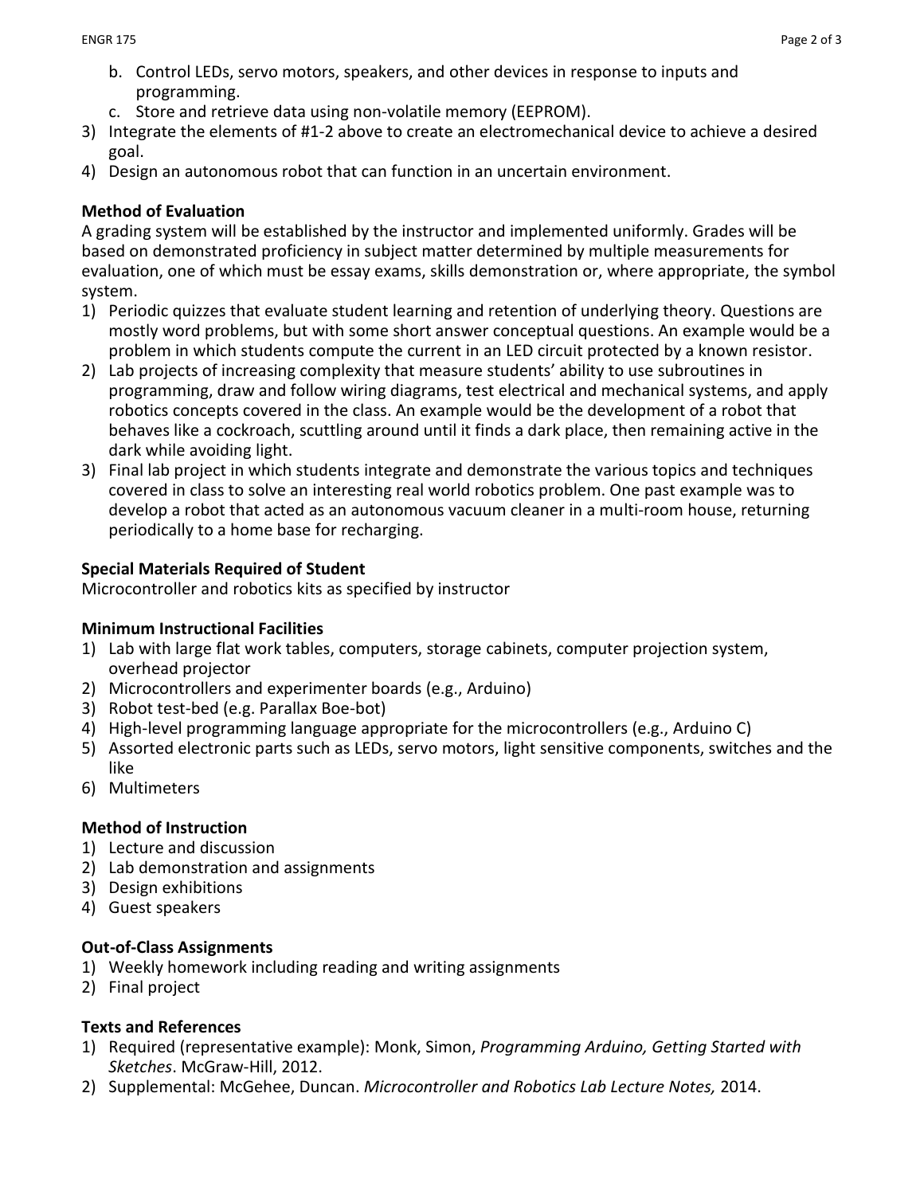b. Control LEDs, servo motors, speakers, and other devices in response to inputs and programming.
   c. Store and retrieve data using non-volatile memory (EEPROM).
3) Integrate the elements of #1-2 above to create an electromechanical device to achieve a desired goal.
4) Design an autonomous robot that can function in an uncertain environment.

**Method of Evaluation**

A grading system will be established by the instructor and implemented uniformly. Grades will be based on demonstrated proficiency in subject matter determined by multiple measurements for evaluation, one of which must be essay exams, skills demonstration or, where appropriate, the symbol system.

1) Periodic quizzes that evaluate student learning and retention of underlying theory. Questions are mostly word problems, but with some short answer conceptual questions. An example would be a problem in which students compute the current in an LED circuit protected by a known resistor.
2) Lab projects of increasing complexity that measure students' ability to use subroutines in programming, draw and follow wiring diagrams, test electrical and mechanical systems, and apply robotics concepts covered in the class. An example would be the development of a robot that behaves like a cockroach, scuttling around until it finds a dark place, then remaining active in the dark while avoiding light.
3) Final lab project in which students integrate and demonstrate the various topics and techniques covered in class to solve an interesting real world robotics problem. One past example was to develop a robot that acted as an autonomous vacuum cleaner in a multi-room house, returning periodically to a home base for recharging.

**Special Materials Required of Student**

Microcontroller and robotics kits as specified by instructor

**Minimum Instructional Facilities**

1) Lab with large flat work tables, computers, storage cabinets, computer projection system, overhead projector
2) Microcontrollers and experimenter boards (e.g., Arduino)
3) Robot test-bed (e.g. Parallax Boe-bot)
4) High-level programming language appropriate for the microcontrollers (e.g., Arduino C)
5) Assorted electronic parts such as LEDs, servo motors, light sensitive components, switches and the like
6) Multimeters

**Method of Instruction**

1) Lecture and discussion
2) Lab demonstration and assignments
3) Design exhibitions
4) Guest speakers

**Out-of-Class Assignments**

1) Weekly homework including reading and writing assignments
2) Final project

**Texts and References**

1) Required (representative example): Monk, Simon, *Programming Arduino, Getting Started with Sketches*. McGraw-Hill, 2012.
2) Supplemental: McGehee, Duncan. *Microcontroller and Robotics Lab Lecture Notes,* 2014.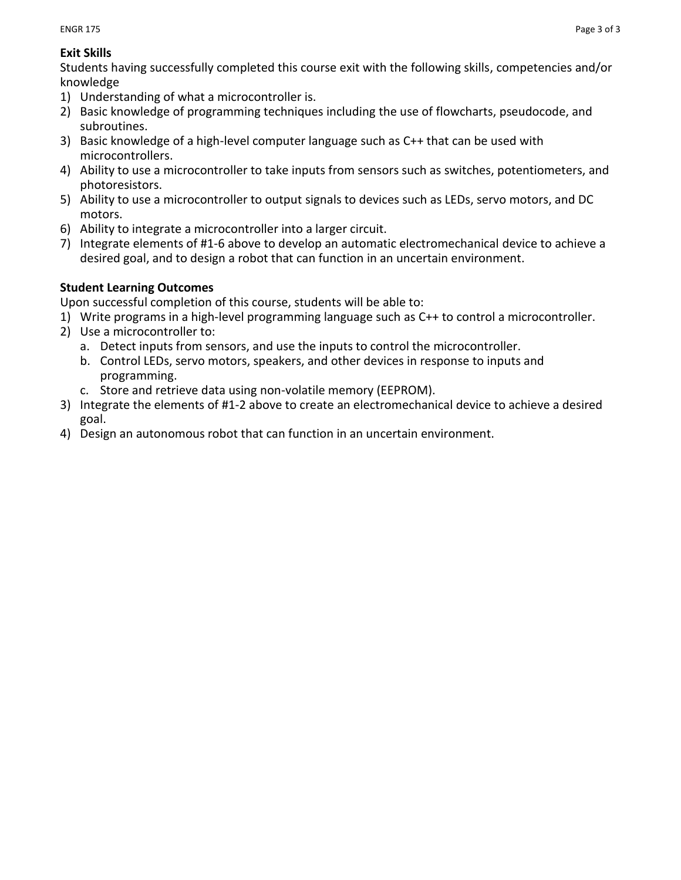**Exit Skills**

Students having successfully completed this course exit with the following skills, competencies and/or knowledge

1) Understanding of what a microcontroller is.
2) Basic knowledge of programming techniques including the use of flowcharts, pseudocode, and subroutines.
3) Basic knowledge of a high-level computer language such as C++ that can be used with microcontrollers.
4) Ability to use a microcontroller to take inputs from sensors such as switches, potentiometers, and photoresistors.
5) Ability to use a microcontroller to output signals to devices such as LEDs, servo motors, and DC motors.
6) Ability to integrate a microcontroller into a larger circuit.
7) Integrate elements of #1-6 above to develop an automatic electromechanical device to achieve a desired goal, and to design a robot that can function in an uncertain environment.

**Student Learning Outcomes**

Upon successful completion of this course, students will be able to:

1) Write programs in a high-level programming language such as C++ to control a microcontroller.
2) Use a microcontroller to:
   a. Detect inputs from sensors, and use the inputs to control the microcontroller.
   b. Control LEDs, servo motors, speakers, and other devices in response to inputs and programming.
   c. Store and retrieve data using non-volatile memory (EEPROM).
3) Integrate the elements of #1-2 above to create an electromechanical device to achieve a desired goal.
4) Design an autonomous robot that can function in an uncertain environment.